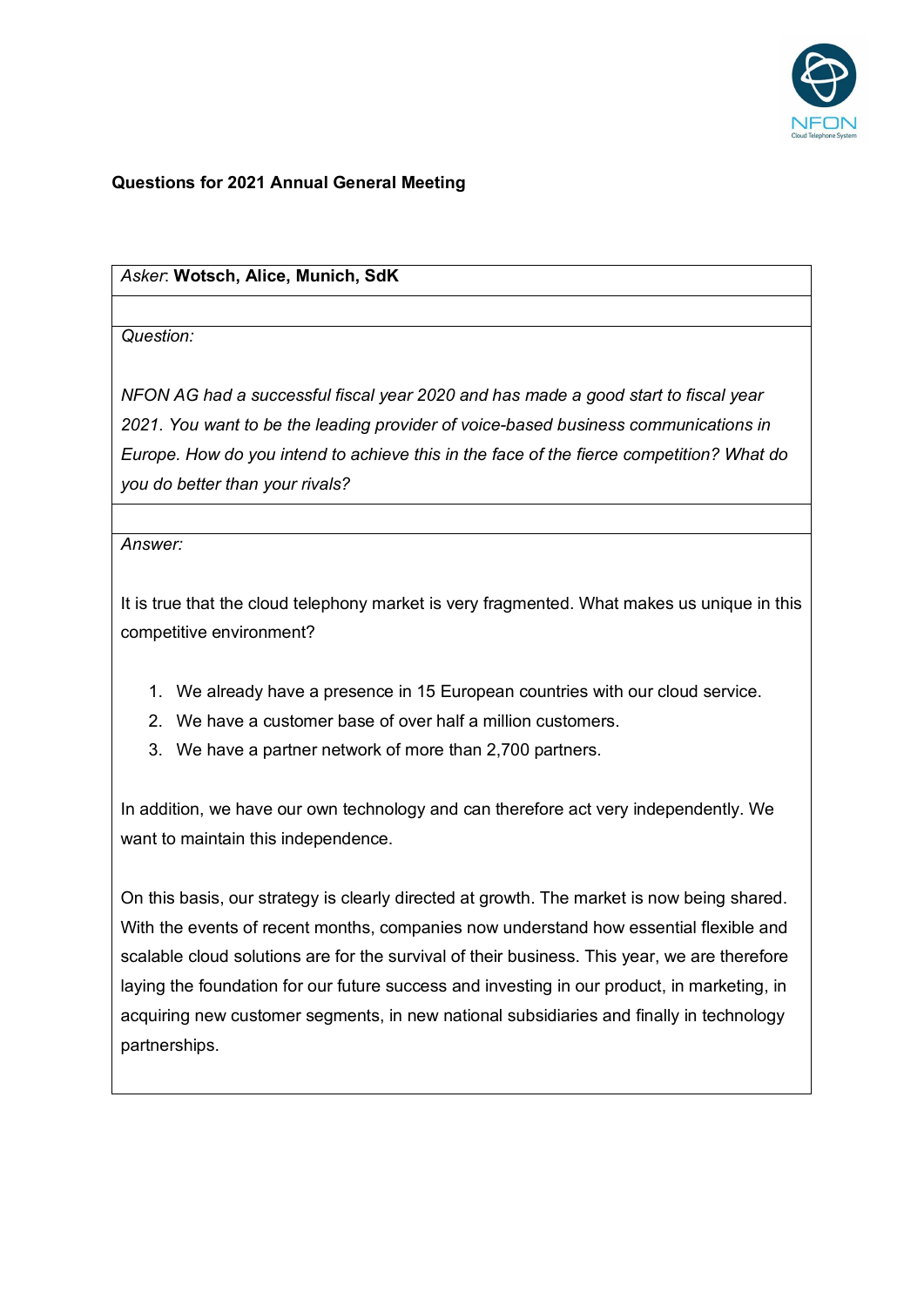**Questions for 2021 Annual General Meeting**

| *Asker*: **Wotsch, Alice, Munich, SdK** |
|---|
| |
| *Question:*<br><br>*NFON AG had a successful fiscal year 2020 and has made a good start to fiscal year 2021. You want to be the leading provider of voice-based business communications in Europe. How do you intend to achieve this in the face of the fierce competition? What do you do better than your rivals?* |
| |
| *Answer:*<br><br>It is true that the cloud telephony market is very fragmented. What makes us unique in this competitive environment?<br><br>1. We already have a presence in 15 European countries with our cloud service.<br>2. We have a customer base of over half a million customers.<br>3. We have a partner network of more than 2,700 partners.<br><br>In addition, we have our own technology and can therefore act very independently. We want to maintain this independence.<br><br>On this basis, our strategy is clearly directed at growth. The market is now being shared. With the events of recent months, companies now understand how essential flexible and scalable cloud solutions are for the survival of their business. This year, we are therefore laying the foundation for our future success and investing in our product, in marketing, in acquiring new customer segments, in new national subsidiaries and finally in technology partnerships. |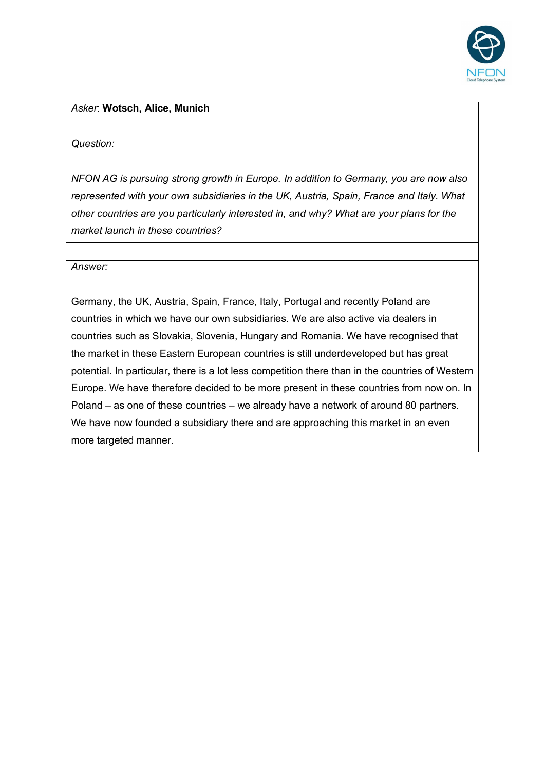*Asker*: **Wotsch, Alice, Munich**

*Question:*

*NFON AG is pursuing strong growth in Europe. In addition to Germany, you are now also represented with your own subsidiaries in the UK, Austria, Spain, France and Italy. What other countries are you particularly interested in, and why? What are your plans for the market launch in these countries?*

*Answer:*

Germany, the UK, Austria, Spain, France, Italy, Portugal and recently Poland are countries in which we have our own subsidiaries. We are also active via dealers in countries such as Slovakia, Slovenia, Hungary and Romania. We have recognised that the market in these Eastern European countries is still underdeveloped but has great potential. In particular, there is a lot less competition there than in the countries of Western Europe. We have therefore decided to be more present in these countries from now on. In Poland – as one of these countries – we already have a network of around 80 partners. We have now founded a subsidiary there and are approaching this market in an even more targeted manner.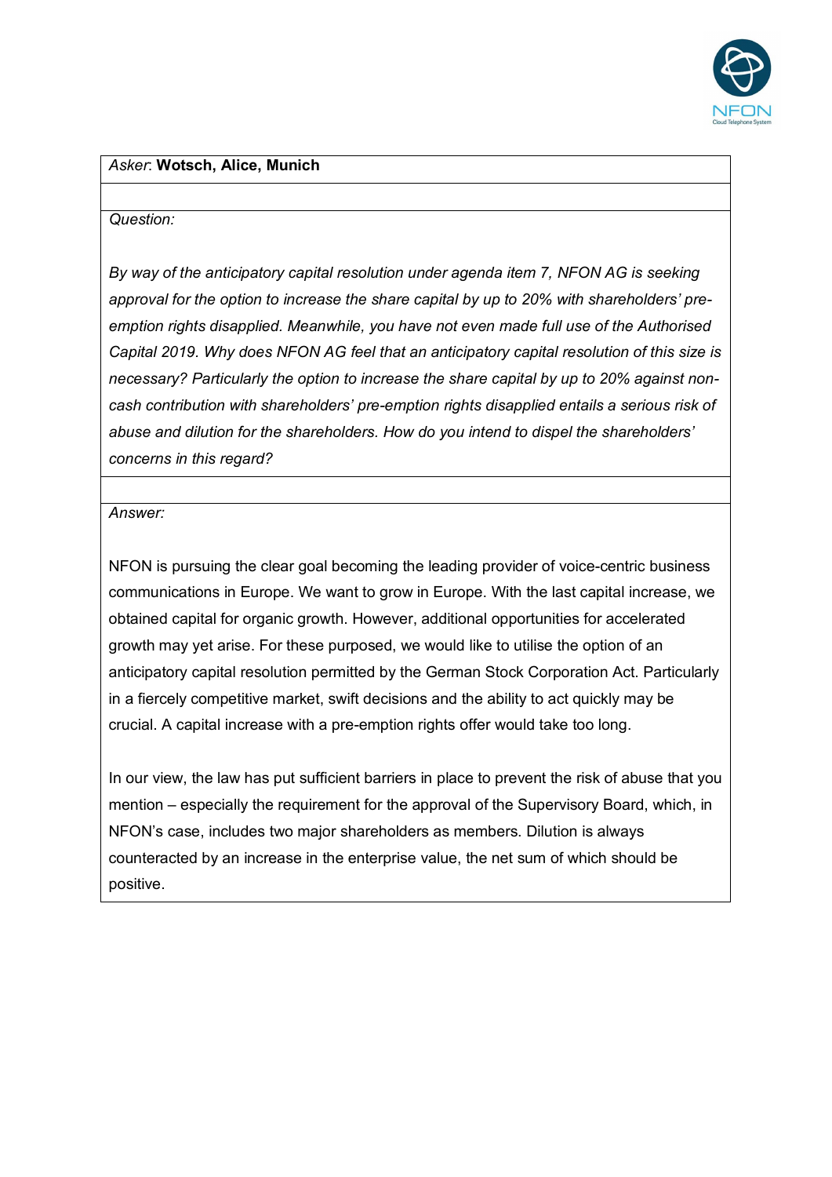*Asker*: **Wotsch, Alice, Munich**

*Question:*

*By way of the anticipatory capital resolution under agenda item 7, NFON AG is seeking approval for the option to increase the share capital by up to 20% with shareholders' pre-emption rights disapplied. Meanwhile, you have not even made full use of the Authorised Capital 2019. Why does NFON AG feel that an anticipatory capital resolution of this size is necessary? Particularly the option to increase the share capital by up to 20% against non-cash contribution with shareholders' pre-emption rights disapplied entails a serious risk of abuse and dilution for the shareholders. How do you intend to dispel the shareholders' concerns in this regard?*

*Answer:*

NFON is pursuing the clear goal becoming the leading provider of voice-centric business communications in Europe. We want to grow in Europe. With the last capital increase, we obtained capital for organic growth. However, additional opportunities for accelerated growth may yet arise. For these purposed, we would like to utilise the option of an anticipatory capital resolution permitted by the German Stock Corporation Act. Particularly in a fiercely competitive market, swift decisions and the ability to act quickly may be crucial. A capital increase with a pre-emption rights offer would take too long.

In our view, the law has put sufficient barriers in place to prevent the risk of abuse that you mention – especially the requirement for the approval of the Supervisory Board, which, in NFON's case, includes two major shareholders as members. Dilution is always counteracted by an increase in the enterprise value, the net sum of which should be positive.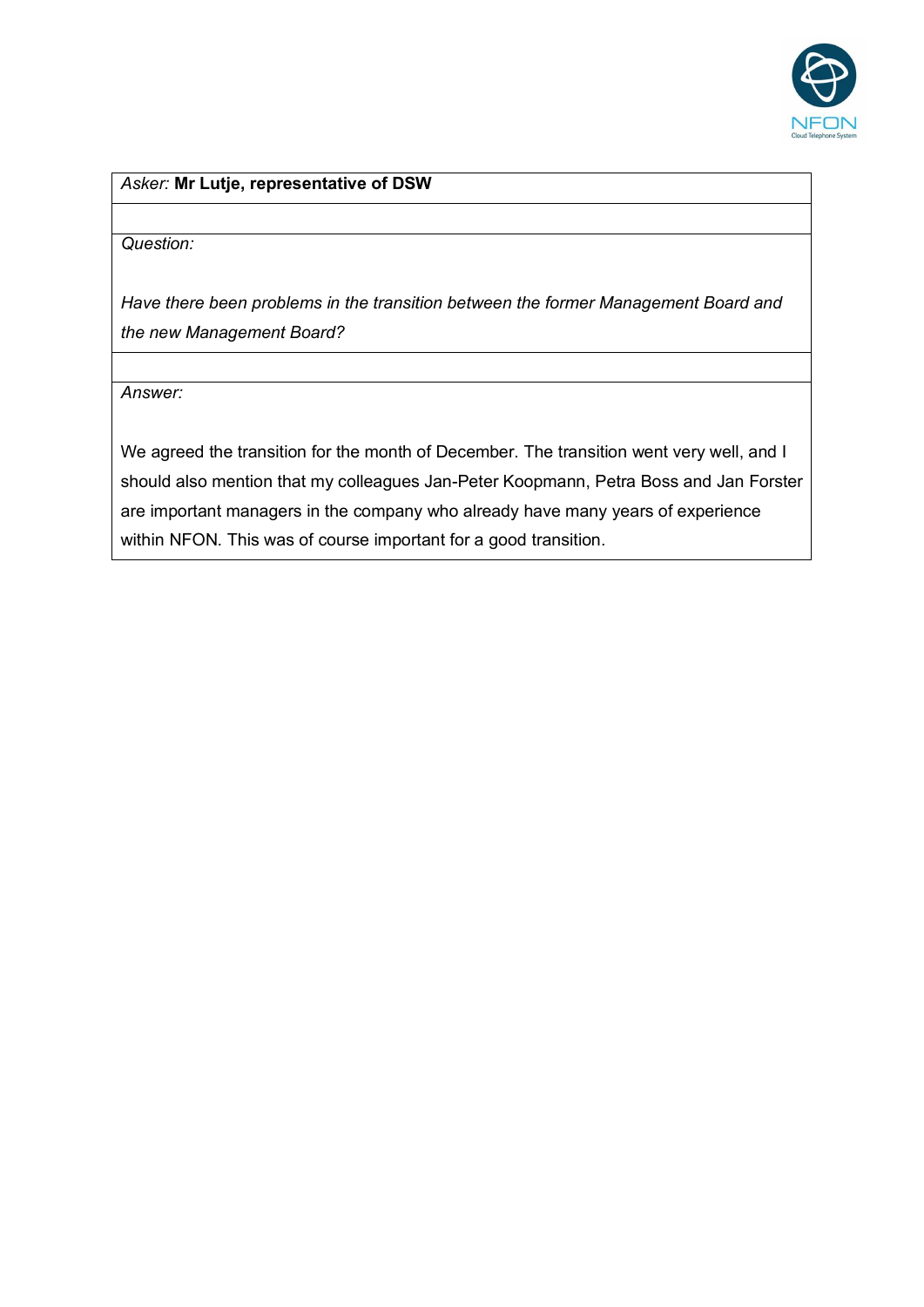| *Asker:* **Mr Lutje, representative of DSW** |
| --- |
| *Question:*<br><br>*Have there been problems in the transition between the former Management Board and the new Management Board?* |
| *Answer:*<br><br>We agreed the transition for the month of December. The transition went very well, and I should also mention that my colleagues Jan-Peter Koopmann, Petra Boss and Jan Forster are important managers in the company who already have many years of experience within NFON. This was of course important for a good transition. |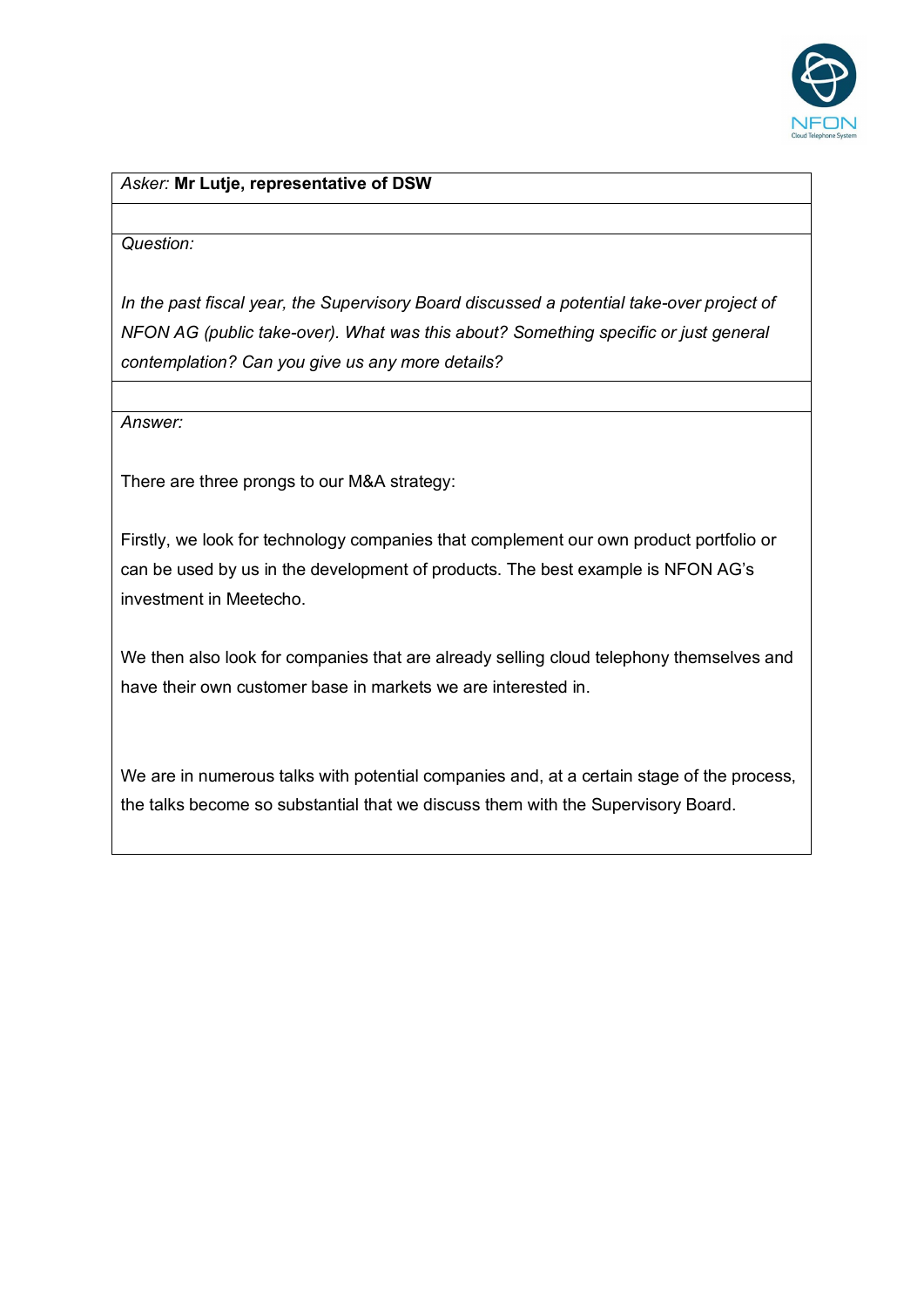*Asker:* **Mr Lutje, representative of DSW**

*Question:*

*In the past fiscal year, the Supervisory Board discussed a potential take-over project of NFON AG (public take-over). What was this about? Something specific or just general contemplation? Can you give us any more details?*

*Answer:*

There are three prongs to our M&A strategy:

Firstly, we look for technology companies that complement our own product portfolio or can be used by us in the development of products. The best example is NFON AG's investment in Meetecho.

We then also look for companies that are already selling cloud telephony themselves and have their own customer base in markets we are interested in.

We are in numerous talks with potential companies and, at a certain stage of the process, the talks become so substantial that we discuss them with the Supervisory Board.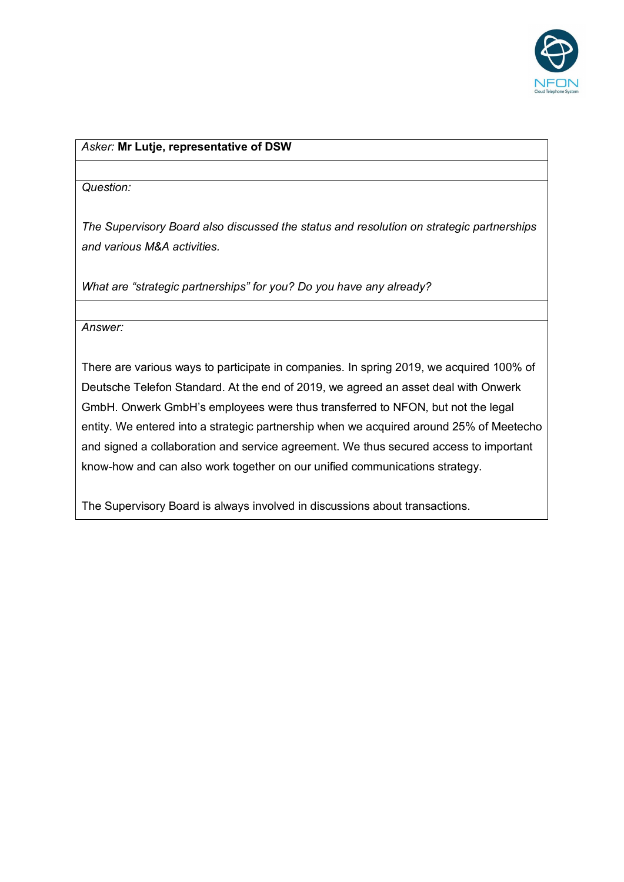*Asker:* **Mr Lutje, representative of DSW**

*Question:*

*The Supervisory Board also discussed the status and resolution on strategic partnerships and various M&A activities.*

*What are "strategic partnerships" for you? Do you have any already?*

*Answer:*

There are various ways to participate in companies. In spring 2019, we acquired 100% of Deutsche Telefon Standard. At the end of 2019, we agreed an asset deal with Onwerk GmbH. Onwerk GmbH's employees were thus transferred to NFON, but not the legal entity. We entered into a strategic partnership when we acquired around 25% of Meetecho and signed a collaboration and service agreement. We thus secured access to important know-how and can also work together on our unified communications strategy.

The Supervisory Board is always involved in discussions about transactions.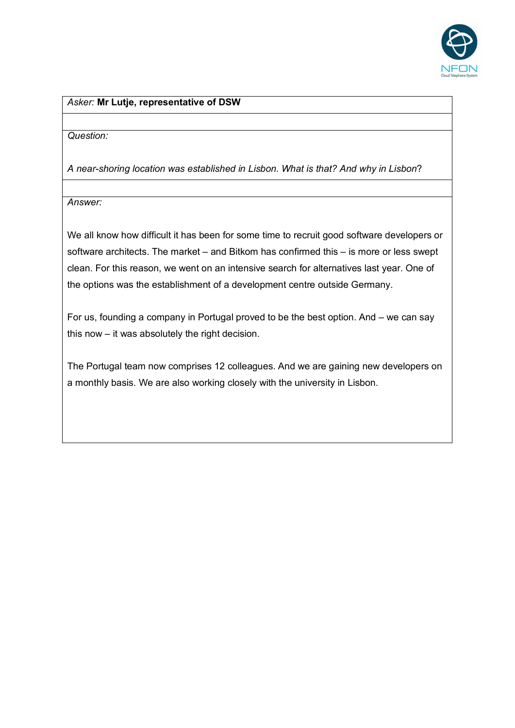*Asker:* **Mr Lutje, representative of DSW**

*Question:*

*A near-shoring location was established in Lisbon. What is that? And why in Lisbon*?

*Answer:*

We all know how difficult it has been for some time to recruit good software developers or software architects. The market – and Bitkom has confirmed this – is more or less swept clean. For this reason, we went on an intensive search for alternatives last year. One of the options was the establishment of a development centre outside Germany.

For us, founding a company in Portugal proved to be the best option. And – we can say this now – it was absolutely the right decision.

The Portugal team now comprises 12 colleagues. And we are gaining new developers on a monthly basis. We are also working closely with the university in Lisbon.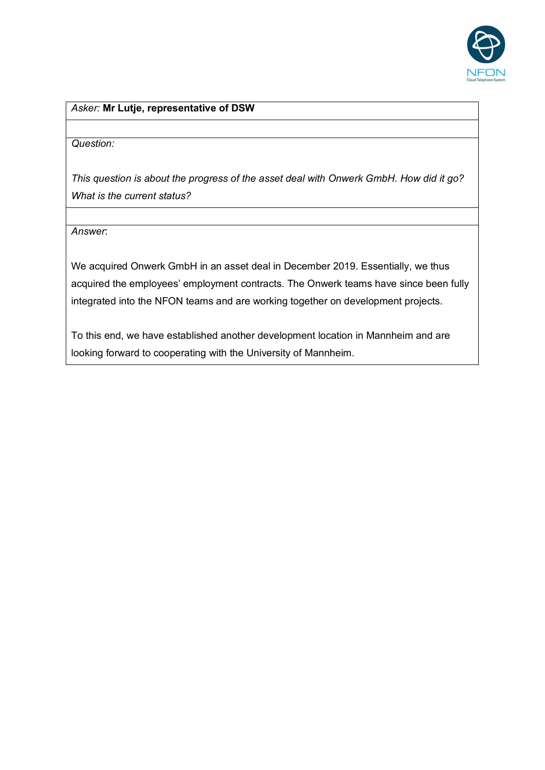*Asker:* **Mr Lutje, representative of DSW**

*Question:*

*This question is about the progress of the asset deal with Onwerk GmbH. How did it go? What is the current status?*

*Answer*:

We acquired Onwerk GmbH in an asset deal in December 2019. Essentially, we thus acquired the employees' employment contracts. The Onwerk teams have since been fully integrated into the NFON teams and are working together on development projects.

To this end, we have established another development location in Mannheim and are looking forward to cooperating with the University of Mannheim.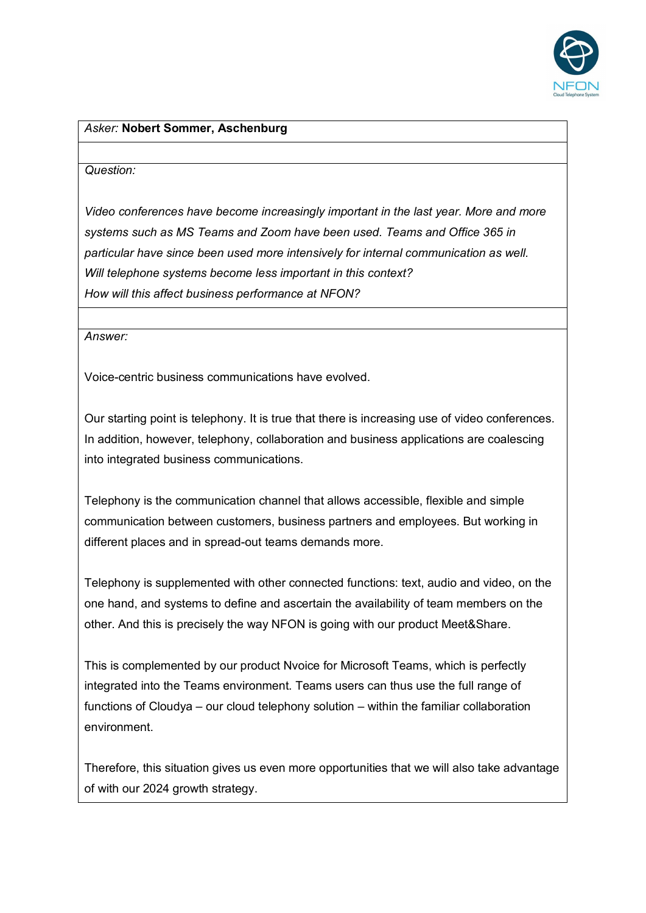*Asker:* **Nobert Sommer, Aschenburg**

*Question:*

*Video conferences have become increasingly important in the last year. More and more systems such as MS Teams and Zoom have been used. Teams and Office 365 in particular have since been used more intensively for internal communication as well. Will telephone systems become less important in this context?*
*How will this affect business performance at NFON?*

*Answer:*

Voice-centric business communications have evolved.

Our starting point is telephony. It is true that there is increasing use of video conferences. In addition, however, telephony, collaboration and business applications are coalescing into integrated business communications.

Telephony is the communication channel that allows accessible, flexible and simple communication between customers, business partners and employees. But working in different places and in spread-out teams demands more.

Telephony is supplemented with other connected functions: text, audio and video, on the one hand, and systems to define and ascertain the availability of team members on the other. And this is precisely the way NFON is going with our product Meet&Share.

This is complemented by our product Nvoice for Microsoft Teams, which is perfectly integrated into the Teams environment. Teams users can thus use the full range of functions of Cloudya – our cloud telephony solution – within the familiar collaboration environment.

Therefore, this situation gives us even more opportunities that we will also take advantage of with our 2024 growth strategy.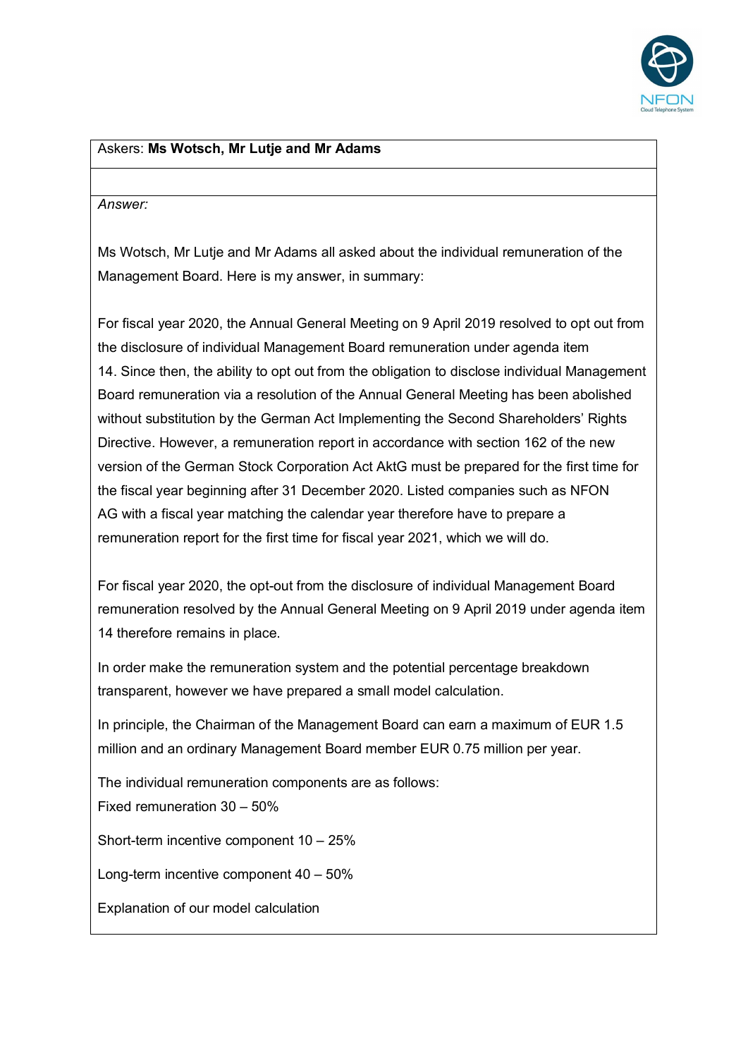Askers: **Ms Wotsch, Mr Lutje and Mr Adams**

*Answer:*

Ms Wotsch, Mr Lutje and Mr Adams all asked about the individual remuneration of the Management Board. Here is my answer, in summary:

For fiscal year 2020, the Annual General Meeting on 9 April 2019 resolved to opt out from the disclosure of individual Management Board remuneration under agenda item 14. Since then, the ability to opt out from the obligation to disclose individual Management Board remuneration via a resolution of the Annual General Meeting has been abolished without substitution by the German Act Implementing the Second Shareholders' Rights Directive. However, a remuneration report in accordance with section 162 of the new version of the German Stock Corporation Act AktG must be prepared for the first time for the fiscal year beginning after 31 December 2020. Listed companies such as NFON AG with a fiscal year matching the calendar year therefore have to prepare a remuneration report for the first time for fiscal year 2021, which we will do.

For fiscal year 2020, the opt-out from the disclosure of individual Management Board remuneration resolved by the Annual General Meeting on 9 April 2019 under agenda item 14 therefore remains in place.

In order make the remuneration system and the potential percentage breakdown transparent, however we have prepared a small model calculation.

In principle, the Chairman of the Management Board can earn a maximum of EUR 1.5 million and an ordinary Management Board member EUR 0.75 million per year.

The individual remuneration components are as follows:
Fixed remuneration 30 – 50%

Short-term incentive component 10 – 25%

Long-term incentive component 40 – 50%

Explanation of our model calculation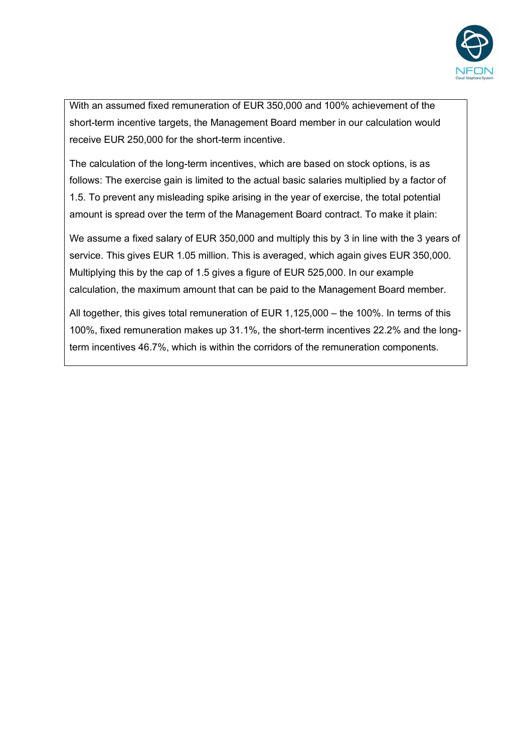With an assumed fixed remuneration of EUR 350,000 and 100% achievement of the short-term incentive targets, the Management Board member in our calculation would receive EUR 250,000 for the short-term incentive.

The calculation of the long-term incentives, which are based on stock options, is as follows: The exercise gain is limited to the actual basic salaries multiplied by a factor of 1.5. To prevent any misleading spike arising in the year of exercise, the total potential amount is spread over the term of the Management Board contract. To make it plain:

We assume a fixed salary of EUR 350,000 and multiply this by 3 in line with the 3 years of service. This gives EUR 1.05 million. This is averaged, which again gives EUR 350,000. Multiplying this by the cap of 1.5 gives a figure of EUR 525,000. In our example calculation, the maximum amount that can be paid to the Management Board member.

All together, this gives total remuneration of EUR 1,125,000 – the 100%. In terms of this 100%, fixed remuneration makes up 31.1%, the short-term incentives 22.2% and the long-term incentives 46.7%, which is within the corridors of the remuneration components.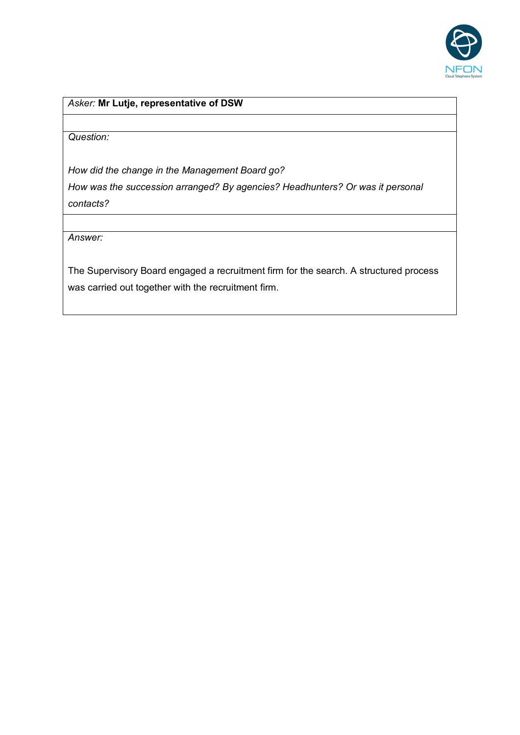*Asker:* **Mr Lutje, representative of DSW**

*Question:*

*How did the change in the Management Board go?*

*How was the succession arranged? By agencies? Headhunters? Or was it personal contacts?*

*Answer:*

The Supervisory Board engaged a recruitment firm for the search. A structured process was carried out together with the recruitment firm.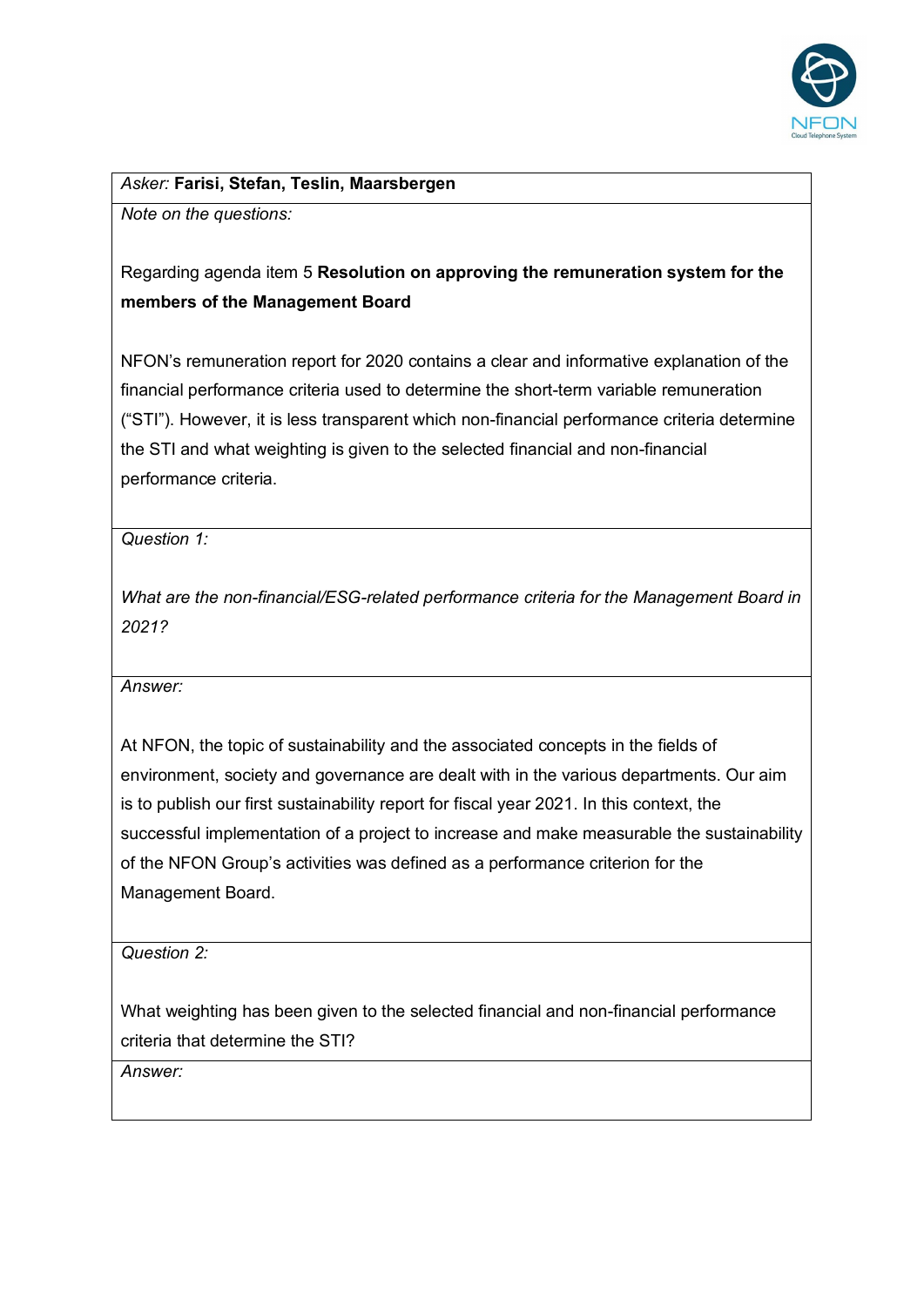*Asker:* **Farisi, Stefan, Teslin, Maarsbergen**

*Note on the questions:*

Regarding agenda item 5 **Resolution on approving the remuneration system for the members of the Management Board**

NFON's remuneration report for 2020 contains a clear and informative explanation of the financial performance criteria used to determine the short-term variable remuneration ("STI"). However, it is less transparent which non-financial performance criteria determine the STI and what weighting is given to the selected financial and non-financial performance criteria.

*Question 1:*

*What are the non-financial/ESG-related performance criteria for the Management Board in 2021?*

*Answer:*

At NFON, the topic of sustainability and the associated concepts in the fields of environment, society and governance are dealt with in the various departments. Our aim is to publish our first sustainability report for fiscal year 2021. In this context, the successful implementation of a project to increase and make measurable the sustainability of the NFON Group's activities was defined as a performance criterion for the Management Board.

*Question 2:*

What weighting has been given to the selected financial and non-financial performance criteria that determine the STI?

*Answer:*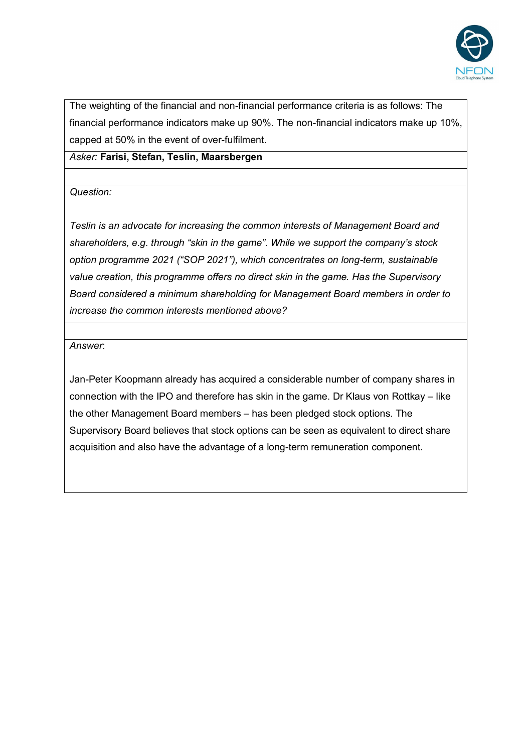The weighting of the financial and non-financial performance criteria is as follows: The financial performance indicators make up 90%. The non-financial indicators make up 10%, capped at 50% in the event of over-fulfilment.

*Asker:* **Farisi, Stefan, Teslin, Maarsbergen**

*Question:*

*Teslin is an advocate for increasing the common interests of Management Board and shareholders, e.g. through "skin in the game". While we support the company's stock option programme 2021 ("SOP 2021"), which concentrates on long-term, sustainable value creation, this programme offers no direct skin in the game. Has the Supervisory Board considered a minimum shareholding for Management Board members in order to increase the common interests mentioned above?*

*Answer*:

Jan-Peter Koopmann already has acquired a considerable number of company shares in connection with the IPO and therefore has skin in the game. Dr Klaus von Rottkay – like the other Management Board members – has been pledged stock options. The Supervisory Board believes that stock options can be seen as equivalent to direct share acquisition and also have the advantage of a long-term remuneration component.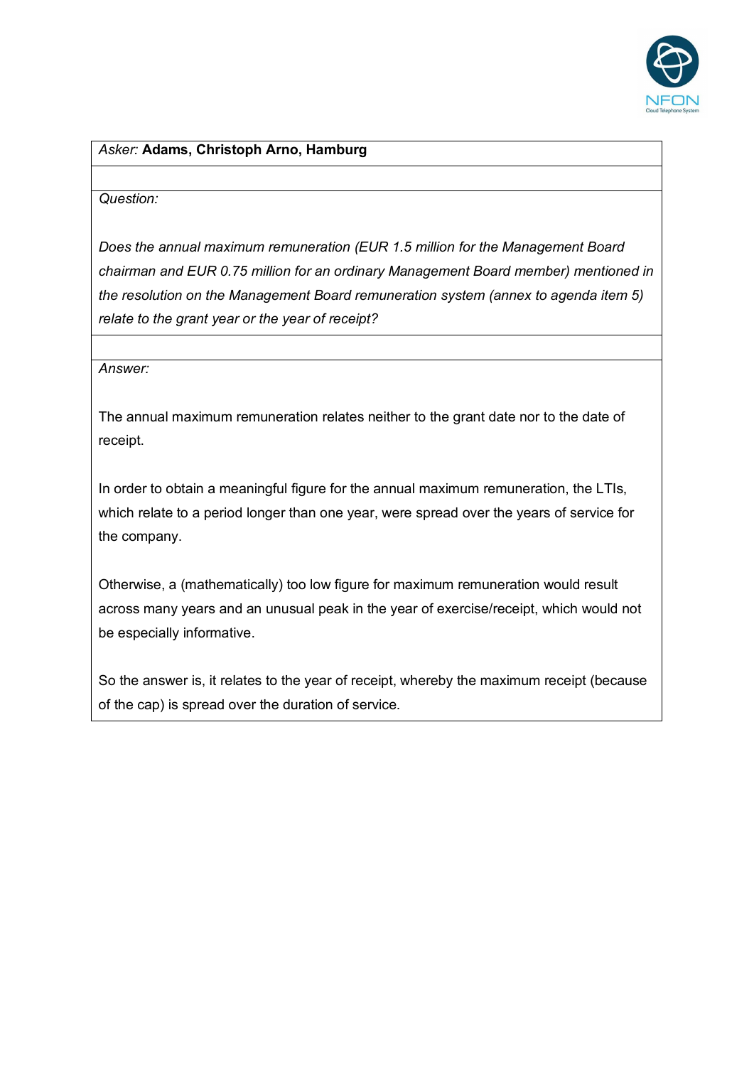*Asker:* **Adams, Christoph Arno, Hamburg**

*Question:*

*Does the annual maximum remuneration (EUR 1.5 million for the Management Board chairman and EUR 0.75 million for an ordinary Management Board member) mentioned in the resolution on the Management Board remuneration system (annex to agenda item 5) relate to the grant year or the year of receipt?*

*Answer:*

The annual maximum remuneration relates neither to the grant date nor to the date of receipt.

In order to obtain a meaningful figure for the annual maximum remuneration, the LTIs, which relate to a period longer than one year, were spread over the years of service for the company.

Otherwise, a (mathematically) too low figure for maximum remuneration would result across many years and an unusual peak in the year of exercise/receipt, which would not be especially informative.

So the answer is, it relates to the year of receipt, whereby the maximum receipt (because of the cap) is spread over the duration of service.